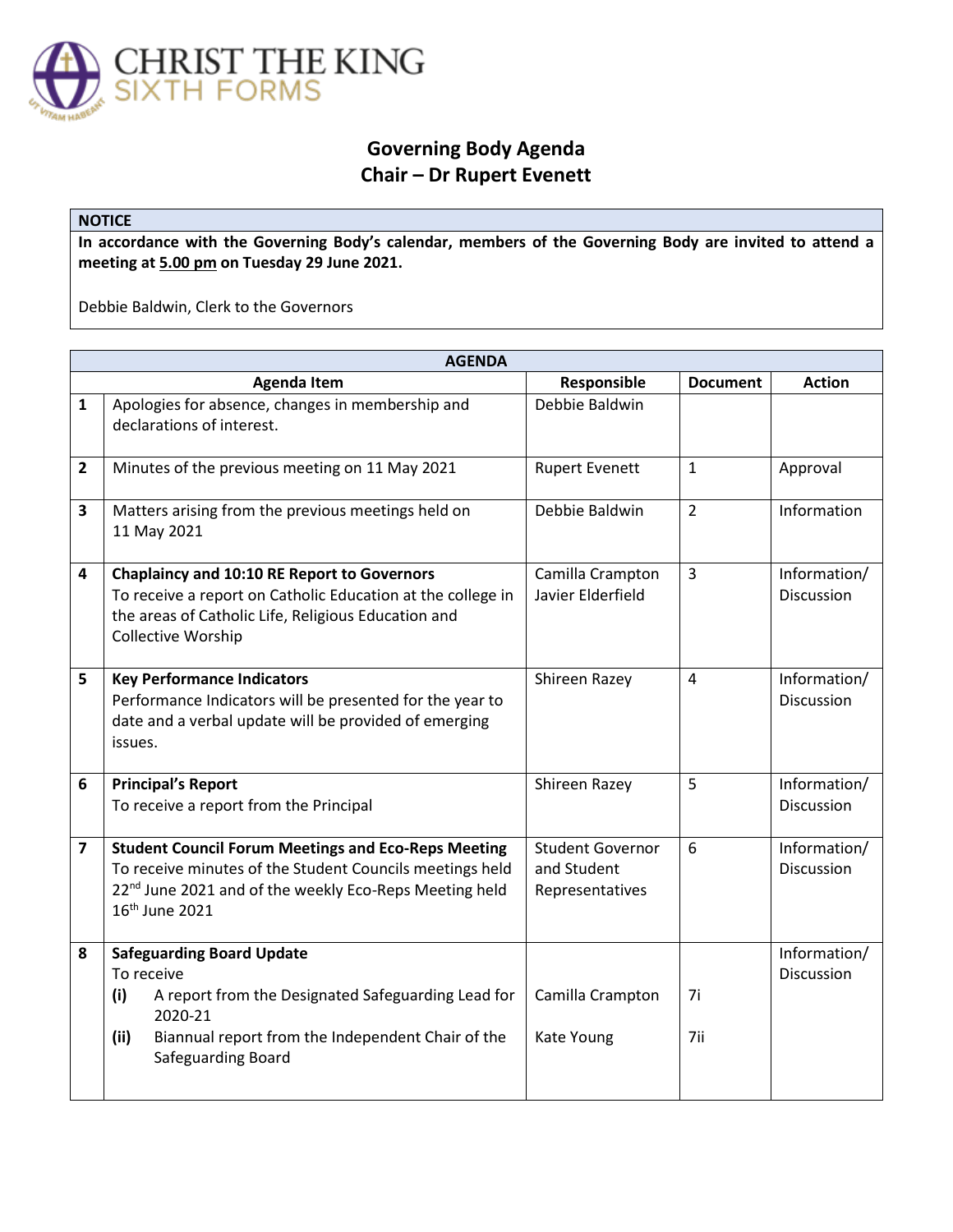CHRIST THE KING
SIXTH FORMS

# Governing Body Agenda
## Chair – Dr Rupert Evenett

| NOTICE |
|---|
| **In accordance with the Governing Body's calendar, members of the Governing Body are invited to attend a meeting at 5.00 pm on Tuesday 29 June 2021.**<br><br>Debbie Baldwin, Clerk to the Governors |

| AGENDA | | | | |
|---|---|---|---|---|
| | **Agenda Item** | **Responsible** | **Document** | **Action** |
| **1** | Apologies for absence, changes in membership and declarations of interest. | Debbie Baldwin | | |
| **2** | Minutes of the previous meeting on 11 May 2021 | Rupert Evenett | 1 | Approval |
| **3** | Matters arising from the previous meetings held on 11 May 2021 | Debbie Baldwin | 2 | Information |
| **4** | **Chaplaincy and 10:10 RE Report to Governors**<br>To receive a report on Catholic Education at the college in the areas of Catholic Life, Religious Education and Collective Worship | Camilla Crampton<br>Javier Elderfield | 3 | Information/ Discussion |
| **5** | **Key Performance Indicators**<br>Performance Indicators will be presented for the year to date and a verbal update will be provided of emerging issues. | Shireen Razey | 4 | Information/ Discussion |
| **6** | **Principal's Report**<br>To receive a report from the Principal | Shireen Razey | 5 | Information/ Discussion |
| **7** | **Student Council Forum Meetings and Eco-Reps Meeting**<br>To receive minutes of the Student Councils meetings held 22nd June 2021 and of the weekly Eco-Reps Meeting held 16th June 2021 | Student Governor and Student Representatives | 6 | Information/ Discussion |
| **8** | **Safeguarding Board Update**<br>To receive<br>**(i)** A report from the Designated Safeguarding Lead for 2020-21<br>**(ii)** Biannual report from the Independent Chair of the Safeguarding Board | <br><br>Camilla Crampton<br><br>Kate Young | <br><br>7i<br><br>7ii | Information/ Discussion |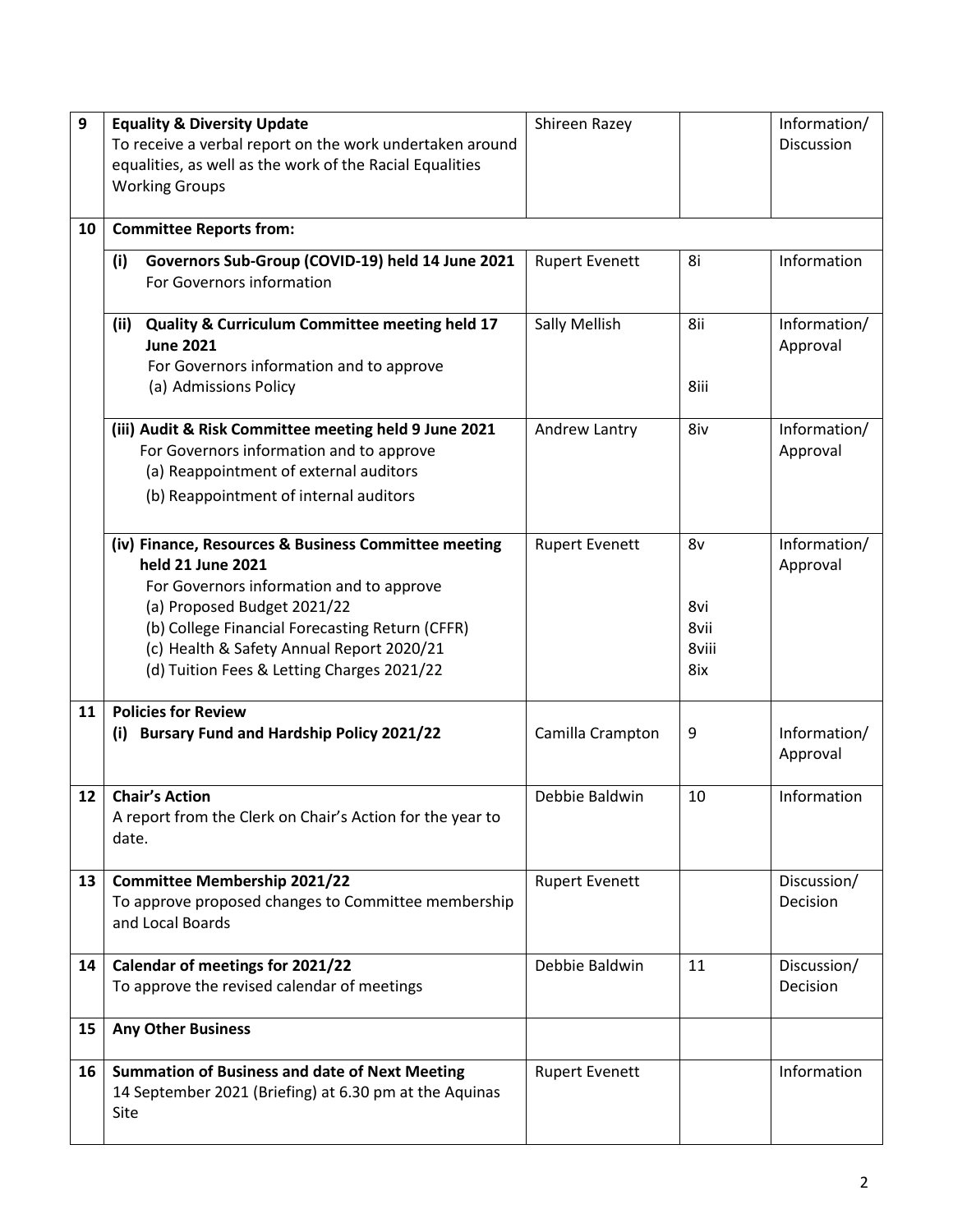| | | | | |
|---|---|---|---|---|
| 9 | **Equality & Diversity Update**<br>To receive a verbal report on the work undertaken around equalities, as well as the work of the Racial Equalities Working Groups | Shireen Razey | | Information/ Discussion |
| 10 | **Committee Reports from:** | | | |
| | **(i) Governors Sub-Group (COVID-19) held 14 June 2021**<br>For Governors information | Rupert Evenett | 8i | Information |
| | **(ii) Quality & Curriculum Committee meeting held 17 June 2021**<br>For Governors information and to approve<br>(a) Admissions Policy | Sally Mellish | 8ii<br><br>8iii | Information/ Approval |
| | **(iii) Audit & Risk Committee meeting held 9 June 2021**<br>For Governors information and to approve<br>(a) Reappointment of external auditors<br>(b) Reappointment of internal auditors | Andrew Lantry | 8iv | Information/ Approval |
| | **(iv) Finance, Resources & Business Committee meeting held 21 June 2021**<br>For Governors information and to approve<br>(a) Proposed Budget 2021/22<br>(b) College Financial Forecasting Return (CFFR)<br>(c) Health & Safety Annual Report 2020/21<br>(d) Tuition Fees & Letting Charges 2021/22 | Rupert Evenett | 8v<br><br>8vi<br>8vii<br>8viii<br>8ix | Information/ Approval |
| 11 | **Policies for Review**<br>**(i) Bursary Fund and Hardship Policy 2021/22** | Camilla Crampton | 9 | Information/ Approval |
| 12 | **Chair's Action**<br>A report from the Clerk on Chair's Action for the year to date. | Debbie Baldwin | 10 | Information |
| 13 | **Committee Membership 2021/22**<br>To approve proposed changes to Committee membership and Local Boards | Rupert Evenett | | Discussion/ Decision |
| 14 | **Calendar of meetings for 2021/22**<br>To approve the revised calendar of meetings | Debbie Baldwin | 11 | Discussion/ Decision |
| 15 | **Any Other Business** | | | |
| 16 | **Summation of Business and date of Next Meeting**<br>14 September 2021 (Briefing) at 6.30 pm at the Aquinas Site | Rupert Evenett | | Information |